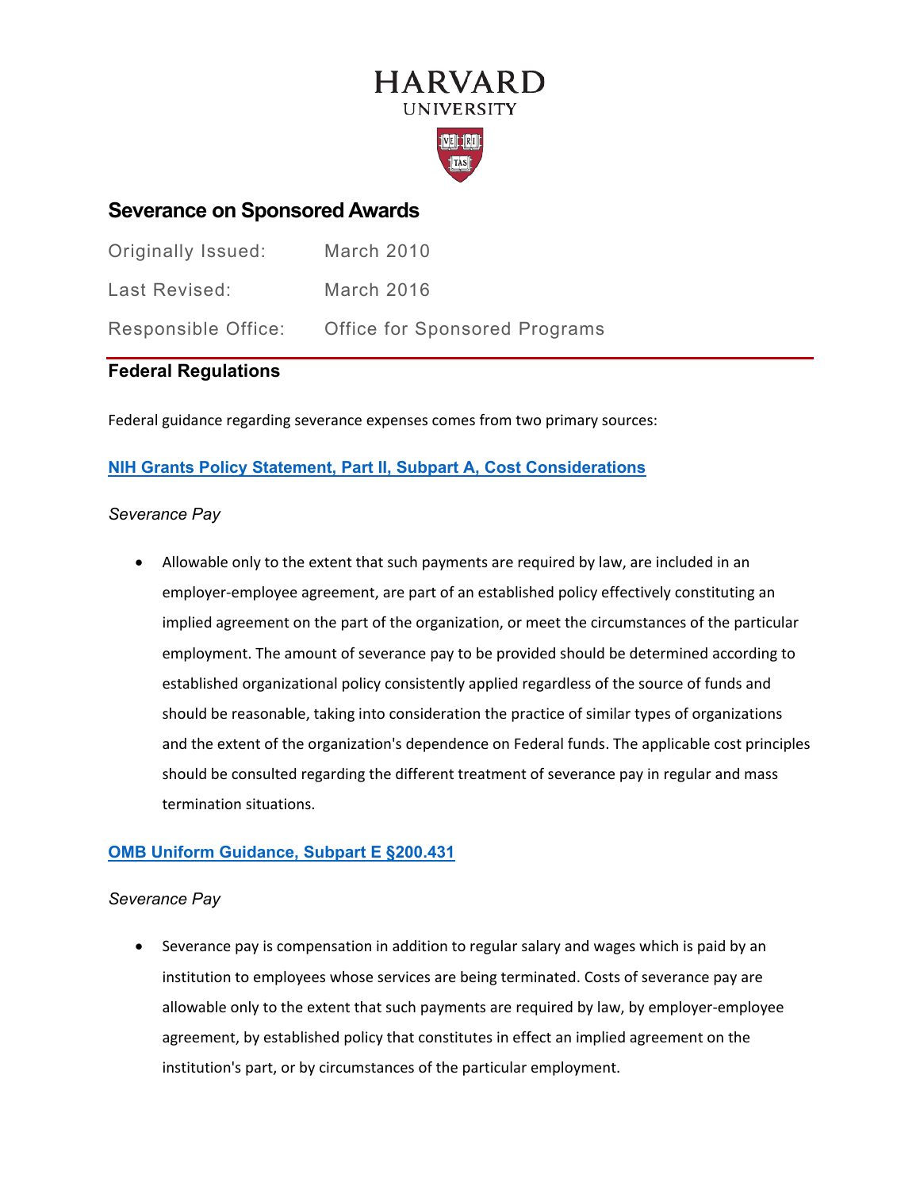# HARVARD
UNIVERSITY

## Severance on Sponsored Awards

| | |
|---|---|
| Originally Issued: | March 2010 |
| Last Revised: | March 2016 |
| Responsible Office: | Office for Sponsored Programs |

### Federal Regulations

Federal guidance regarding severance expenses comes from two primary sources:

**NIH Grants Policy Statement, Part II, Subpart A, Cost Considerations**

*Severance Pay*

- Allowable only to the extent that such payments are required by law, are included in an employer-employee agreement, are part of an established policy effectively constituting an implied agreement on the part of the organization, or meet the circumstances of the particular employment. The amount of severance pay to be provided should be determined according to established organizational policy consistently applied regardless of the source of funds and should be reasonable, taking into consideration the practice of similar types of organizations and the extent of the organization's dependence on Federal funds. The applicable cost principles should be consulted regarding the different treatment of severance pay in regular and mass termination situations.

**OMB Uniform Guidance, Subpart E §200.431**

*Severance Pay*

- Severance pay is compensation in addition to regular salary and wages which is paid by an institution to employees whose services are being terminated. Costs of severance pay are allowable only to the extent that such payments are required by law, by employer-employee agreement, by established policy that constitutes in effect an implied agreement on the institution's part, or by circumstances of the particular employment.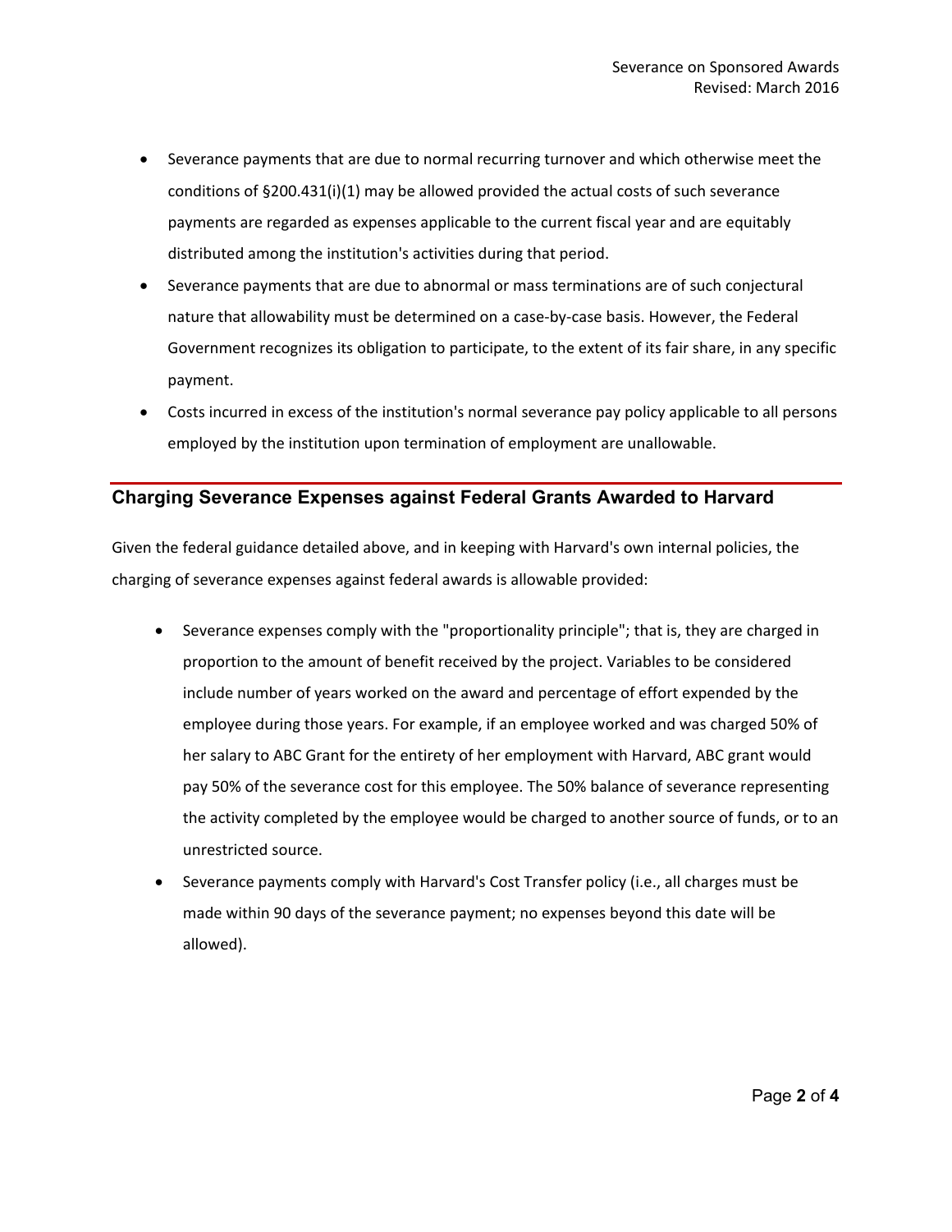- Severance payments that are due to normal recurring turnover and which otherwise meet the conditions of §200.431(i)(1) may be allowed provided the actual costs of such severance payments are regarded as expenses applicable to the current fiscal year and are equitably distributed among the institution's activities during that period.
- Severance payments that are due to abnormal or mass terminations are of such conjectural nature that allowability must be determined on a case-by-case basis. However, the Federal Government recognizes its obligation to participate, to the extent of its fair share, in any specific payment.
- Costs incurred in excess of the institution's normal severance pay policy applicable to all persons employed by the institution upon termination of employment are unallowable.

## Charging Severance Expenses against Federal Grants Awarded to Harvard

Given the federal guidance detailed above, and in keeping with Harvard's own internal policies, the charging of severance expenses against federal awards is allowable provided:

- Severance expenses comply with the "proportionality principle"; that is, they are charged in proportion to the amount of benefit received by the project. Variables to be considered include number of years worked on the award and percentage of effort expended by the employee during those years. For example, if an employee worked and was charged 50% of her salary to ABC Grant for the entirety of her employment with Harvard, ABC grant would pay 50% of the severance cost for this employee. The 50% balance of severance representing the activity completed by the employee would be charged to another source of funds, or to an unrestricted source.
- Severance payments comply with Harvard's Cost Transfer policy (i.e., all charges must be made within 90 days of the severance payment; no expenses beyond this date will be allowed).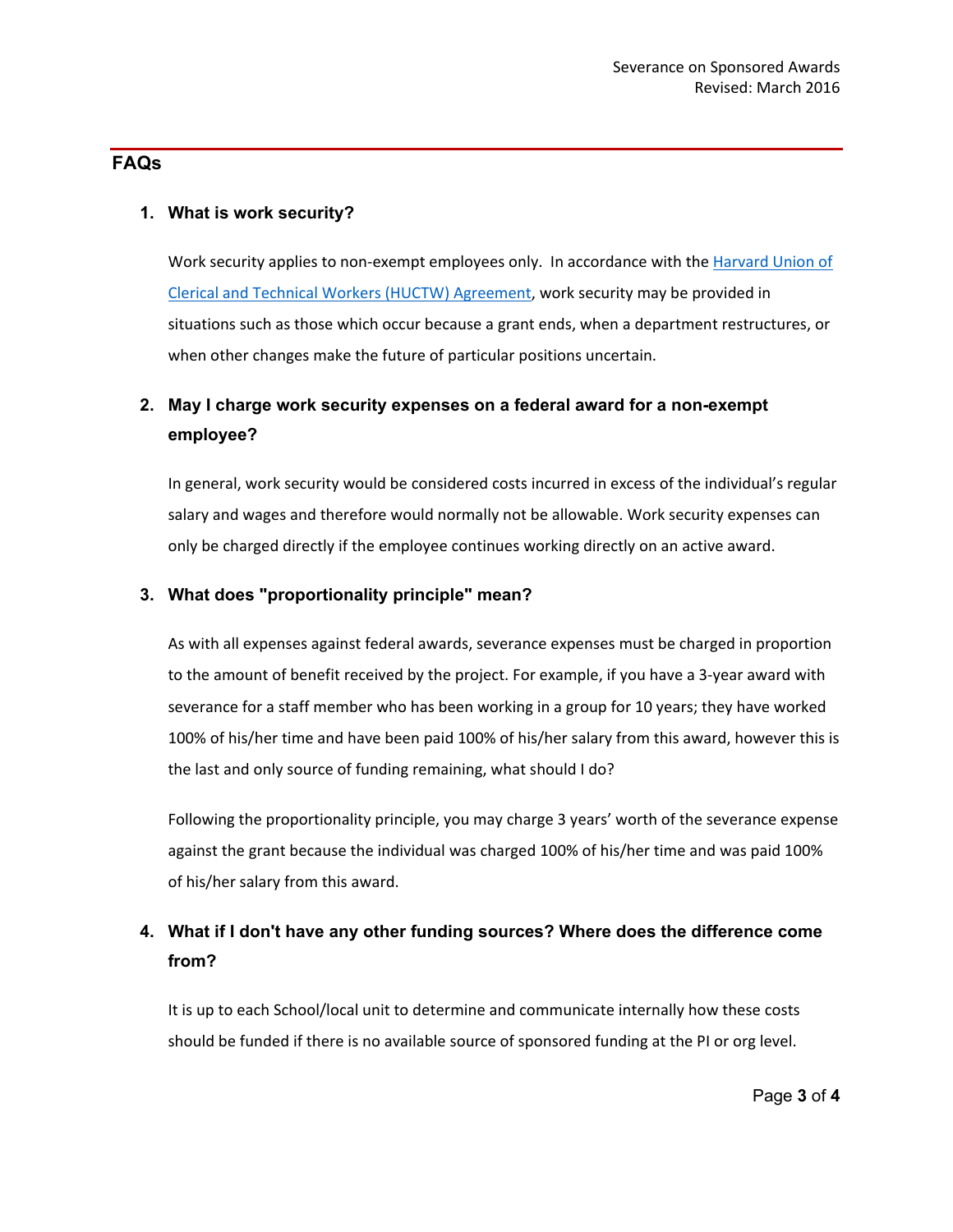## FAQs

### 1. What is work security?

Work security applies to non-exempt employees only. In accordance with the [Harvard Union of Clerical and Technical Workers (HUCTW) Agreement](), work security may be provided in situations such as those which occur because a grant ends, when a department restructures, or when other changes make the future of particular positions uncertain.

### 2. May I charge work security expenses on a federal award for a non-exempt employee?

In general, work security would be considered costs incurred in excess of the individual's regular salary and wages and therefore would normally not be allowable. Work security expenses can only be charged directly if the employee continues working directly on an active award.

### 3. What does "proportionality principle" mean?

As with all expenses against federal awards, severance expenses must be charged in proportion to the amount of benefit received by the project. For example, if you have a 3-year award with severance for a staff member who has been working in a group for 10 years; they have worked 100% of his/her time and have been paid 100% of his/her salary from this award, however this is the last and only source of funding remaining, what should I do?

Following the proportionality principle, you may charge 3 years' worth of the severance expense against the grant because the individual was charged 100% of his/her time and was paid 100% of his/her salary from this award.

### 4. What if I don't have any other funding sources? Where does the difference come from?

It is up to each School/local unit to determine and communicate internally how these costs should be funded if there is no available source of sponsored funding at the PI or org level.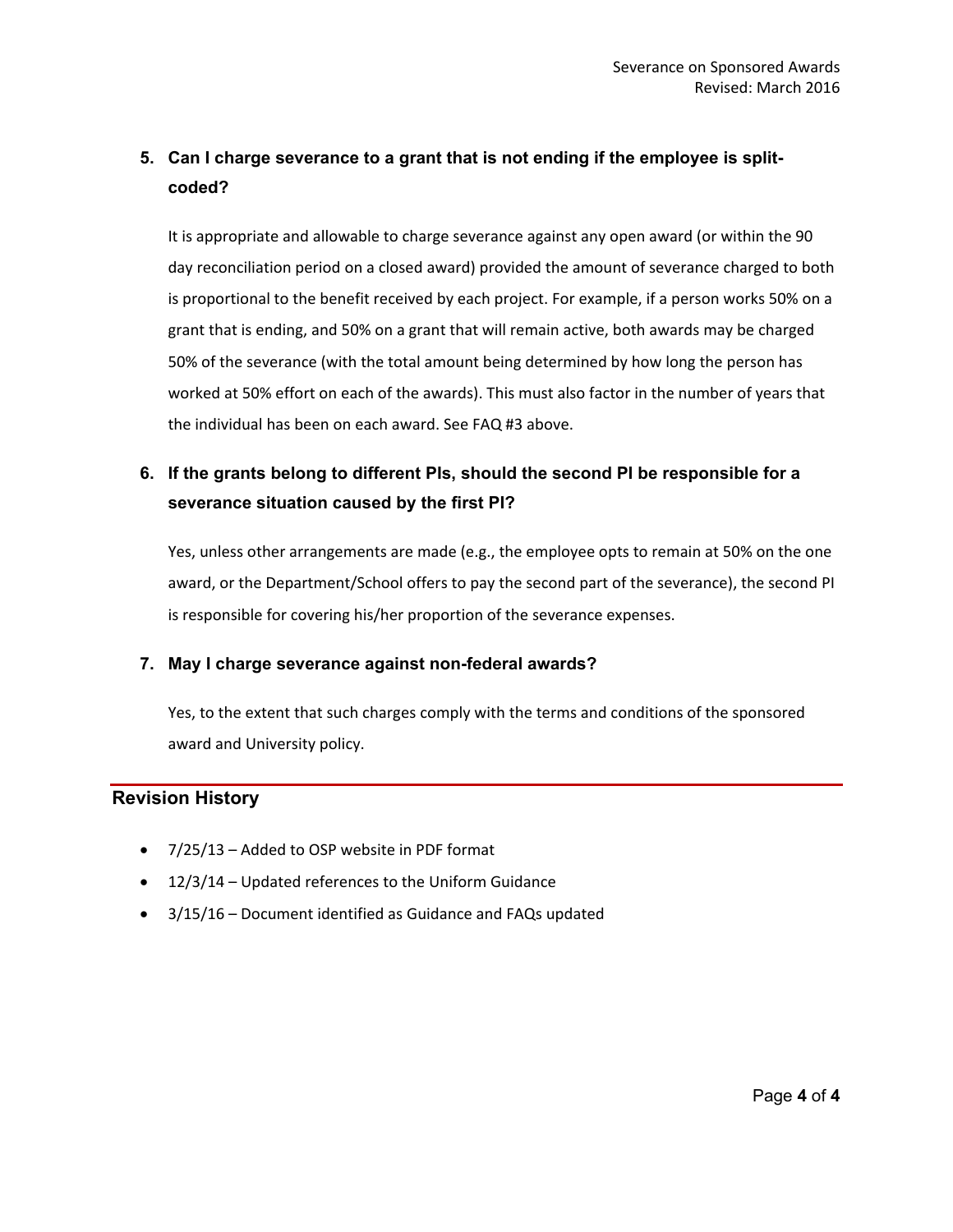5. **Can I charge severance to a grant that is not ending if the employee is split-coded?**

   It is appropriate and allowable to charge severance against any open award (or within the 90 day reconciliation period on a closed award) provided the amount of severance charged to both is proportional to the benefit received by each project. For example, if a person works 50% on a grant that is ending, and 50% on a grant that will remain active, both awards may be charged 50% of the severance (with the total amount being determined by how long the person has worked at 50% effort on each of the awards). This must also factor in the number of years that the individual has been on each award. See FAQ #3 above.

6. **If the grants belong to different PIs, should the second PI be responsible for a severance situation caused by the first PI?**

   Yes, unless other arrangements are made (e.g., the employee opts to remain at 50% on the one award, or the Department/School offers to pay the second part of the severance), the second PI is responsible for covering his/her proportion of the severance expenses.

7. **May I charge severance against non-federal awards?**

   Yes, to the extent that such charges comply with the terms and conditions of the sponsored award and University policy.

## Revision History

- 7/25/13 – Added to OSP website in PDF format
- 12/3/14 – Updated references to the Uniform Guidance
- 3/15/16 – Document identified as Guidance and FAQs updated